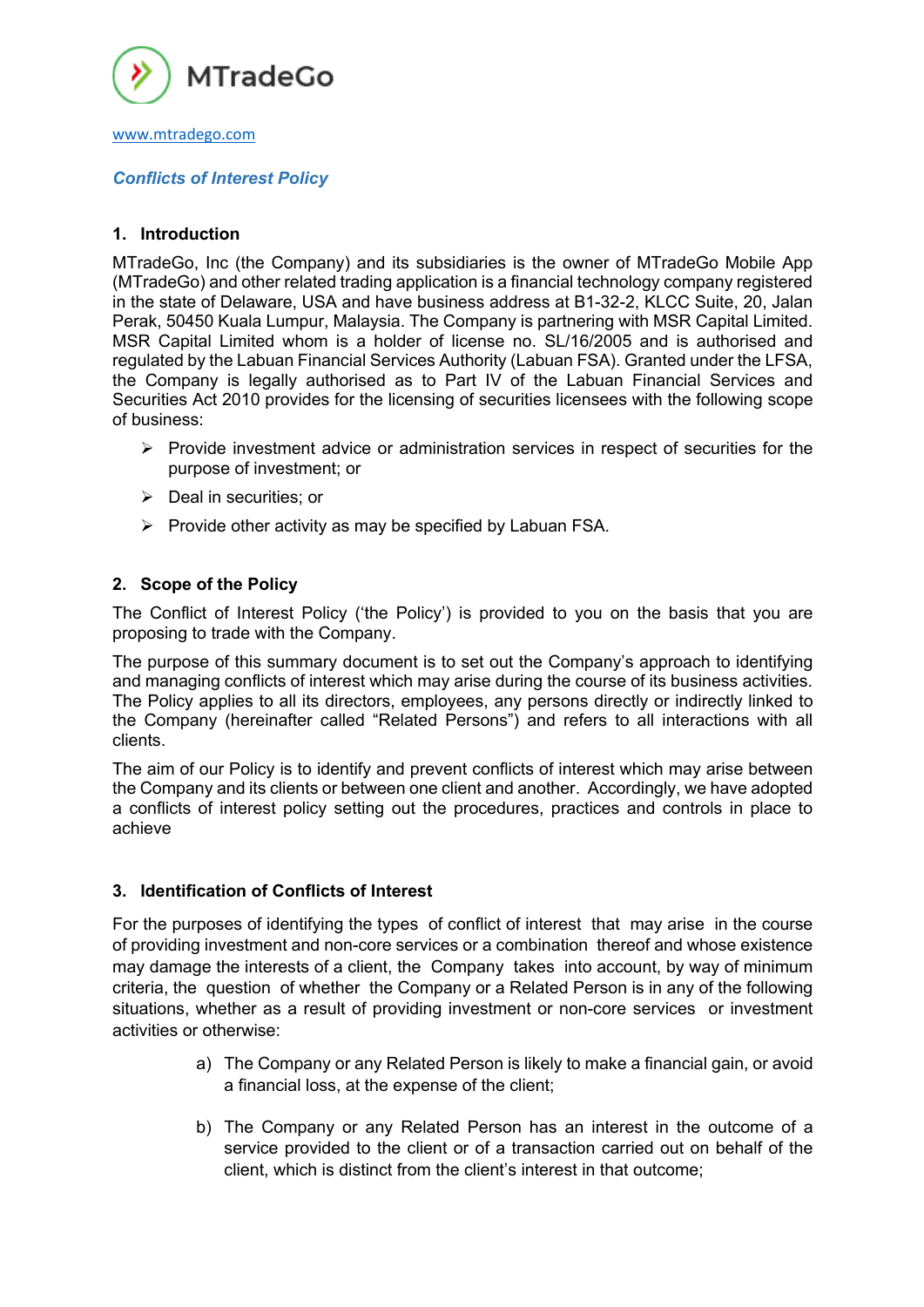MTradeGo

www.mtradego.com

***Conflicts of Interest Policy***

## 1. Introduction

MTradeGo, Inc (the Company) and its subsidiaries is the owner of MTradeGo Mobile App (MTradeGo) and other related trading application is a financial technology company registered in the state of Delaware, USA and have business address at B1-32-2, KLCC Suite, 20, Jalan Perak, 50450 Kuala Lumpur, Malaysia. The Company is partnering with MSR Capital Limited. MSR Capital Limited whom is a holder of license no. SL/16/2005 and is authorised and regulated by the Labuan Financial Services Authority (Labuan FSA). Granted under the LFSA, the Company is legally authorised as to Part IV of the Labuan Financial Services and Securities Act 2010 provides for the licensing of securities licensees with the following scope of business:

- Provide investment advice or administration services in respect of securities for the purpose of investment; or
- Deal in securities; or
- Provide other activity as may be specified by Labuan FSA.

## 2. Scope of the Policy

The Conflict of Interest Policy ('the Policy') is provided to you on the basis that you are proposing to trade with the Company.

The purpose of this summary document is to set out the Company's approach to identifying and managing conflicts of interest which may arise during the course of its business activities. The Policy applies to all its directors, employees, any persons directly or indirectly linked to the Company (hereinafter called "Related Persons") and refers to all interactions with all clients.

The aim of our Policy is to identify and prevent conflicts of interest which may arise between the Company and its clients or between one client and another. Accordingly, we have adopted a conflicts of interest policy setting out the procedures, practices and controls in place to achieve

## 3. Identification of Conflicts of Interest

For the purposes of identifying the types of conflict of interest that may arise in the course of providing investment and non-core services or a combination thereof and whose existence may damage the interests of a client, the Company takes into account, by way of minimum criteria, the question of whether the Company or a Related Person is in any of the following situations, whether as a result of providing investment or non-core services or investment activities or otherwise:

a) The Company or any Related Person is likely to make a financial gain, or avoid a financial loss, at the expense of the client;

b) The Company or any Related Person has an interest in the outcome of a service provided to the client or of a transaction carried out on behalf of the client, which is distinct from the client's interest in that outcome;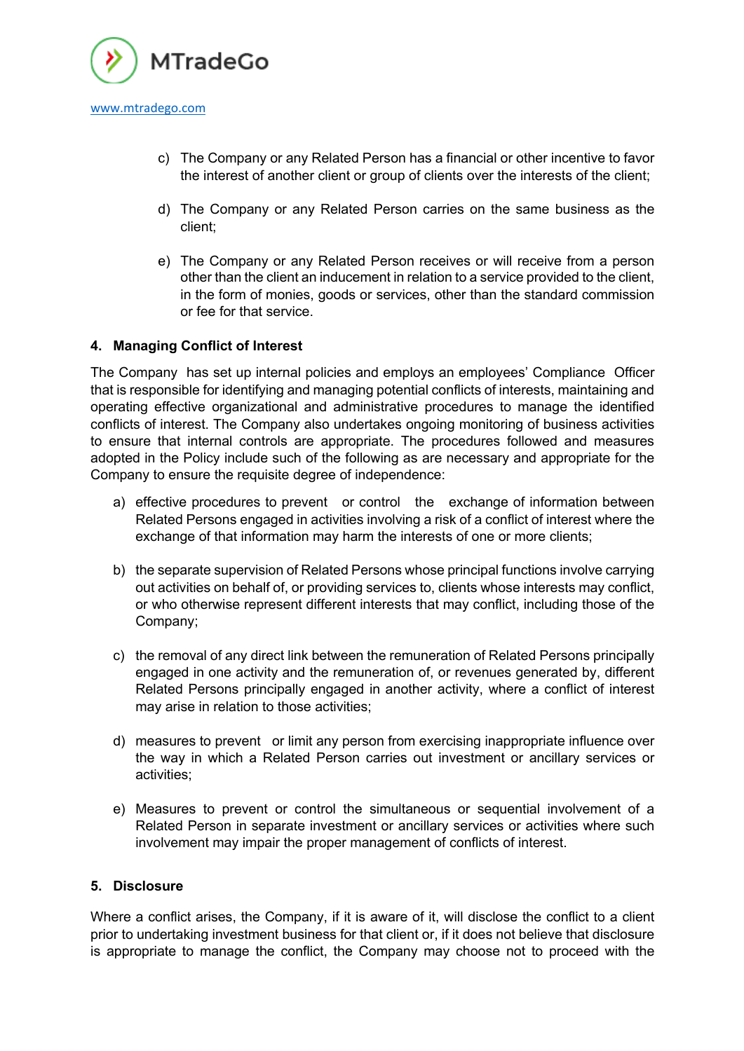c) The Company or any Related Person has a financial or other incentive to favor the interest of another client or group of clients over the interests of the client;

d) The Company or any Related Person carries on the same business as the client;

e) The Company or any Related Person receives or will receive from a person other than the client an inducement in relation to a service provided to the client, in the form of monies, goods or services, other than the standard commission or fee for that service.

## 4. Managing Conflict of Interest

The Company has set up internal policies and employs an employees' Compliance Officer that is responsible for identifying and managing potential conflicts of interests, maintaining and operating effective organizational and administrative procedures to manage the identified conflicts of interest. The Company also undertakes ongoing monitoring of business activities to ensure that internal controls are appropriate. The procedures followed and measures adopted in the Policy include such of the following as are necessary and appropriate for the Company to ensure the requisite degree of independence:

a) effective procedures to prevent or control the exchange of information between Related Persons engaged in activities involving a risk of a conflict of interest where the exchange of that information may harm the interests of one or more clients;

b) the separate supervision of Related Persons whose principal functions involve carrying out activities on behalf of, or providing services to, clients whose interests may conflict, or who otherwise represent different interests that may conflict, including those of the Company;

c) the removal of any direct link between the remuneration of Related Persons principally engaged in one activity and the remuneration of, or revenues generated by, different Related Persons principally engaged in another activity, where a conflict of interest may arise in relation to those activities;

d) measures to prevent or limit any person from exercising inappropriate influence over the way in which a Related Person carries out investment or ancillary services or activities;

e) Measures to prevent or control the simultaneous or sequential involvement of a Related Person in separate investment or ancillary services or activities where such involvement may impair the proper management of conflicts of interest.

## 5. Disclosure

Where a conflict arises, the Company, if it is aware of it, will disclose the conflict to a client prior to undertaking investment business for that client or, if it does not believe that disclosure is appropriate to manage the conflict, the Company may choose not to proceed with the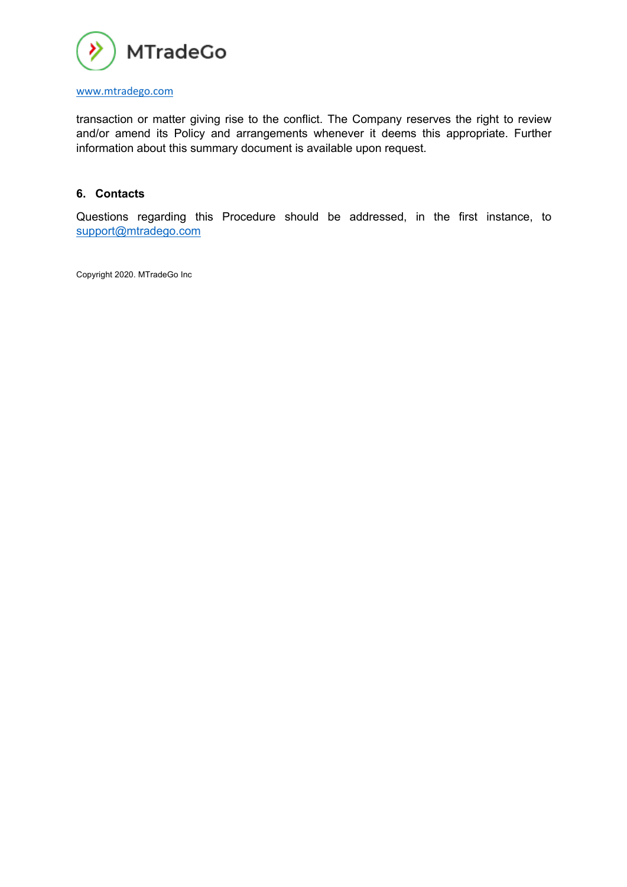transaction or matter giving rise to the conflict. The Company reserves the right to review and/or amend its Policy and arrangements whenever it deems this appropriate. Further information about this summary document is available upon request.

## 6. Contacts

Questions regarding this Procedure should be addressed, in the first instance, to support@mtradego.com

Copyright 2020. MTradeGo Inc